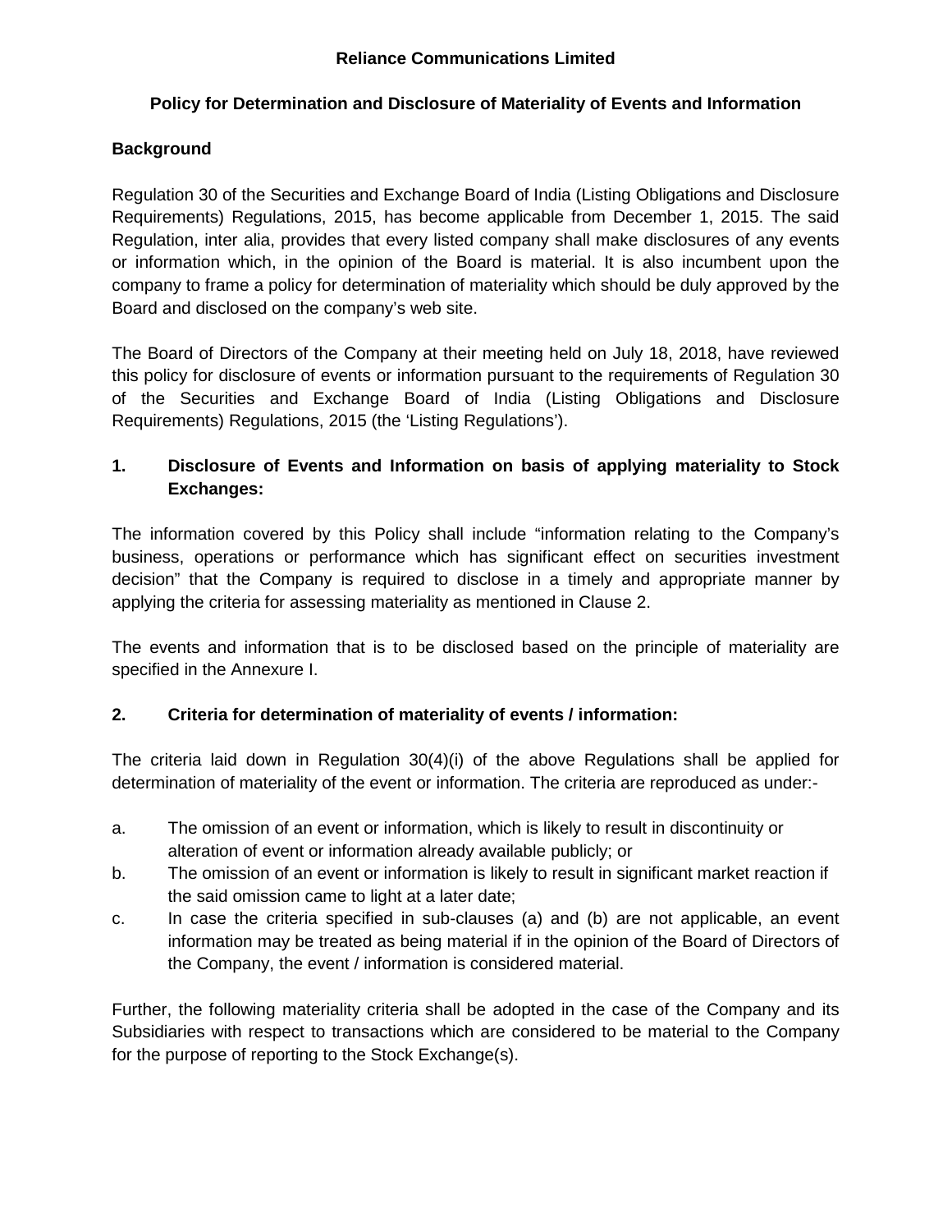# Reliance Communications Limited

## Policy for Determination and Disclosure of Materiality of Events and Information

### Background

Regulation 30 of the Securities and Exchange Board of India (Listing Obligations and Disclosure Requirements) Regulations, 2015, has become applicable from December 1, 2015. The said Regulation, inter alia, provides that every listed company shall make disclosures of any events or information which, in the opinion of the Board is material. It is also incumbent upon the company to frame a policy for determination of materiality which should be duly approved by the Board and disclosed on the company's web site.

The Board of Directors of the Company at their meeting held on July 18, 2018, have reviewed this policy for disclosure of events or information pursuant to the requirements of Regulation 30 of the Securities and Exchange Board of India (Listing Obligations and Disclosure Requirements) Regulations, 2015 (the 'Listing Regulations').

### 1. Disclosure of Events and Information on basis of applying materiality to Stock Exchanges:

The information covered by this Policy shall include "information relating to the Company's business, operations or performance which has significant effect on securities investment decision" that the Company is required to disclose in a timely and appropriate manner by applying the criteria for assessing materiality as mentioned in Clause 2.

The events and information that is to be disclosed based on the principle of materiality are specified in the Annexure I.

### 2. Criteria for determination of materiality of events / information:

The criteria laid down in Regulation 30(4)(i) of the above Regulations shall be applied for determination of materiality of the event or information. The criteria are reproduced as under:-

a. The omission of an event or information, which is likely to result in discontinuity or alteration of event or information already available publicly; or

b. The omission of an event or information is likely to result in significant market reaction if the said omission came to light at a later date;

c. In case the criteria specified in sub-clauses (a) and (b) are not applicable, an event information may be treated as being material if in the opinion of the Board of Directors of the Company, the event / information is considered material.

Further, the following materiality criteria shall be adopted in the case of the Company and its Subsidiaries with respect to transactions which are considered to be material to the Company for the purpose of reporting to the Stock Exchange(s).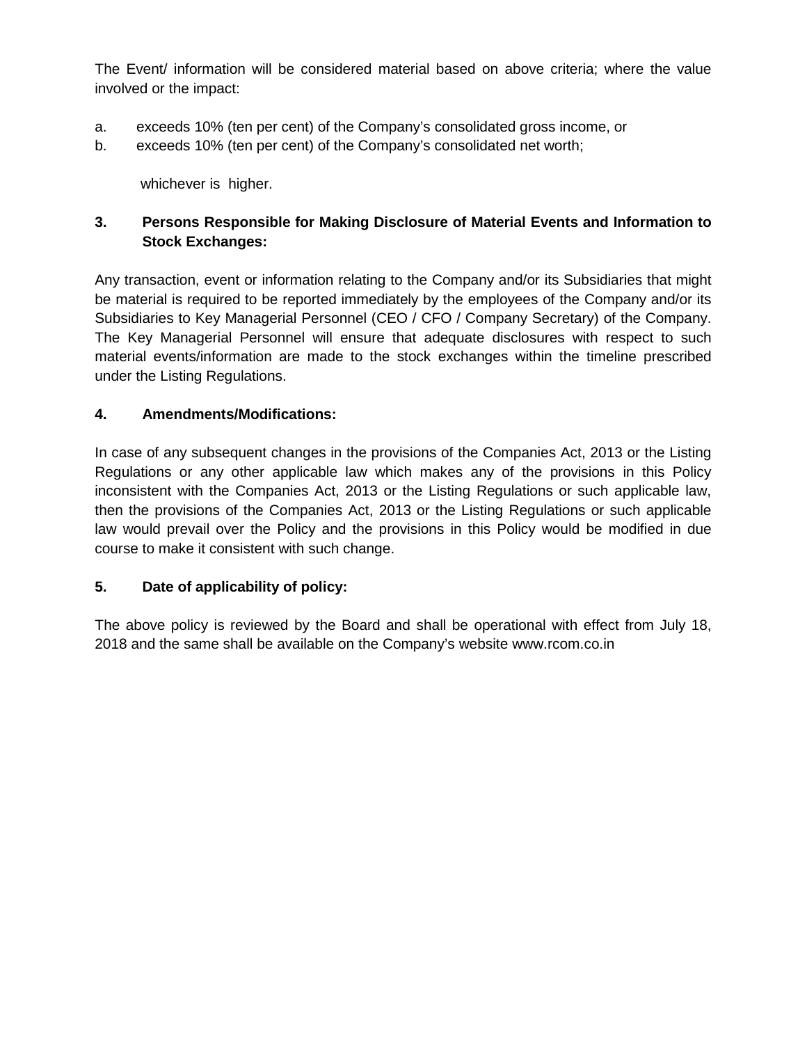The Event/ information will be considered material based on above criteria; where the value involved or the impact:

a. exceeds 10% (ten per cent) of the Company's consolidated gross income, or
b. exceeds 10% (ten per cent) of the Company's consolidated net worth;

whichever is higher.

## 3. Persons Responsible for Making Disclosure of Material Events and Information to Stock Exchanges:

Any transaction, event or information relating to the Company and/or its Subsidiaries that might be material is required to be reported immediately by the employees of the Company and/or its Subsidiaries to Key Managerial Personnel (CEO / CFO / Company Secretary) of the Company. The Key Managerial Personnel will ensure that adequate disclosures with respect to such material events/information are made to the stock exchanges within the timeline prescribed under the Listing Regulations.

## 4. Amendments/Modifications:

In case of any subsequent changes in the provisions of the Companies Act, 2013 or the Listing Regulations or any other applicable law which makes any of the provisions in this Policy inconsistent with the Companies Act, 2013 or the Listing Regulations or such applicable law, then the provisions of the Companies Act, 2013 or the Listing Regulations or such applicable law would prevail over the Policy and the provisions in this Policy would be modified in due course to make it consistent with such change.

## 5. Date of applicability of policy:

The above policy is reviewed by the Board and shall be operational with effect from July 18, 2018 and the same shall be available on the Company's website www.rcom.co.in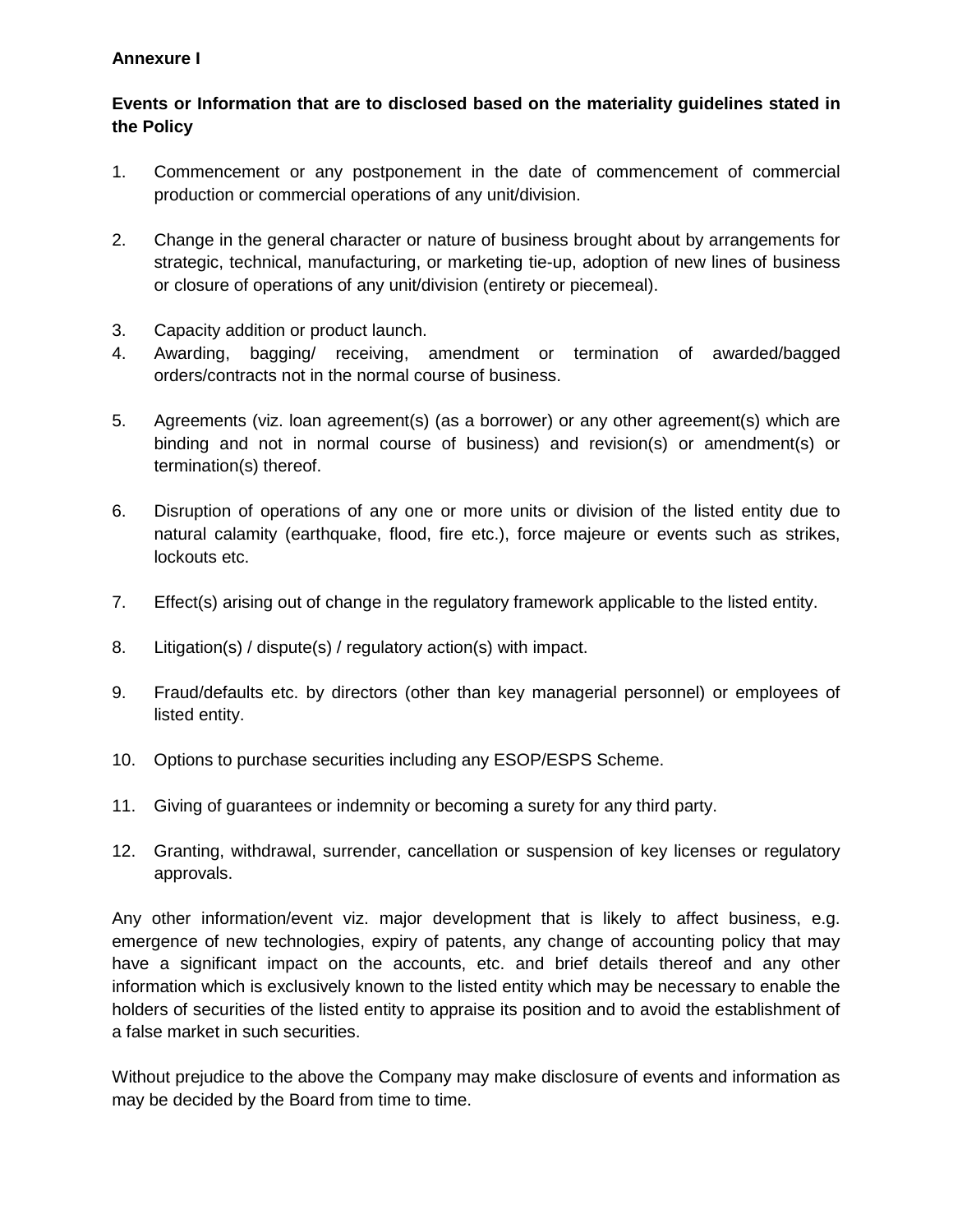**Annexure I**

**Events or Information that are to disclosed based on the materiality guidelines stated in the Policy**

1. Commencement or any postponement in the date of commencement of commercial production or commercial operations of any unit/division.

2. Change in the general character or nature of business brought about by arrangements for strategic, technical, manufacturing, or marketing tie-up, adoption of new lines of business or closure of operations of any unit/division (entirety or piecemeal).

3. Capacity addition or product launch.
4. Awarding, bagging/ receiving, amendment or termination of awarded/bagged orders/contracts not in the normal course of business.

5. Agreements (viz. loan agreement(s) (as a borrower) or any other agreement(s) which are binding and not in normal course of business) and revision(s) or amendment(s) or termination(s) thereof.

6. Disruption of operations of any one or more units or division of the listed entity due to natural calamity (earthquake, flood, fire etc.), force majeure or events such as strikes, lockouts etc.

7. Effect(s) arising out of change in the regulatory framework applicable to the listed entity.

8. Litigation(s) / dispute(s) / regulatory action(s) with impact.

9. Fraud/defaults etc. by directors (other than key managerial personnel) or employees of listed entity.

10. Options to purchase securities including any ESOP/ESPS Scheme.

11. Giving of guarantees or indemnity or becoming a surety for any third party.

12. Granting, withdrawal, surrender, cancellation or suspension of key licenses or regulatory approvals.

Any other information/event viz. major development that is likely to affect business, e.g. emergence of new technologies, expiry of patents, any change of accounting policy that may have a significant impact on the accounts, etc. and brief details thereof and any other information which is exclusively known to the listed entity which may be necessary to enable the holders of securities of the listed entity to appraise its position and to avoid the establishment of a false market in such securities.

Without prejudice to the above the Company may make disclosure of events and information as may be decided by the Board from time to time.